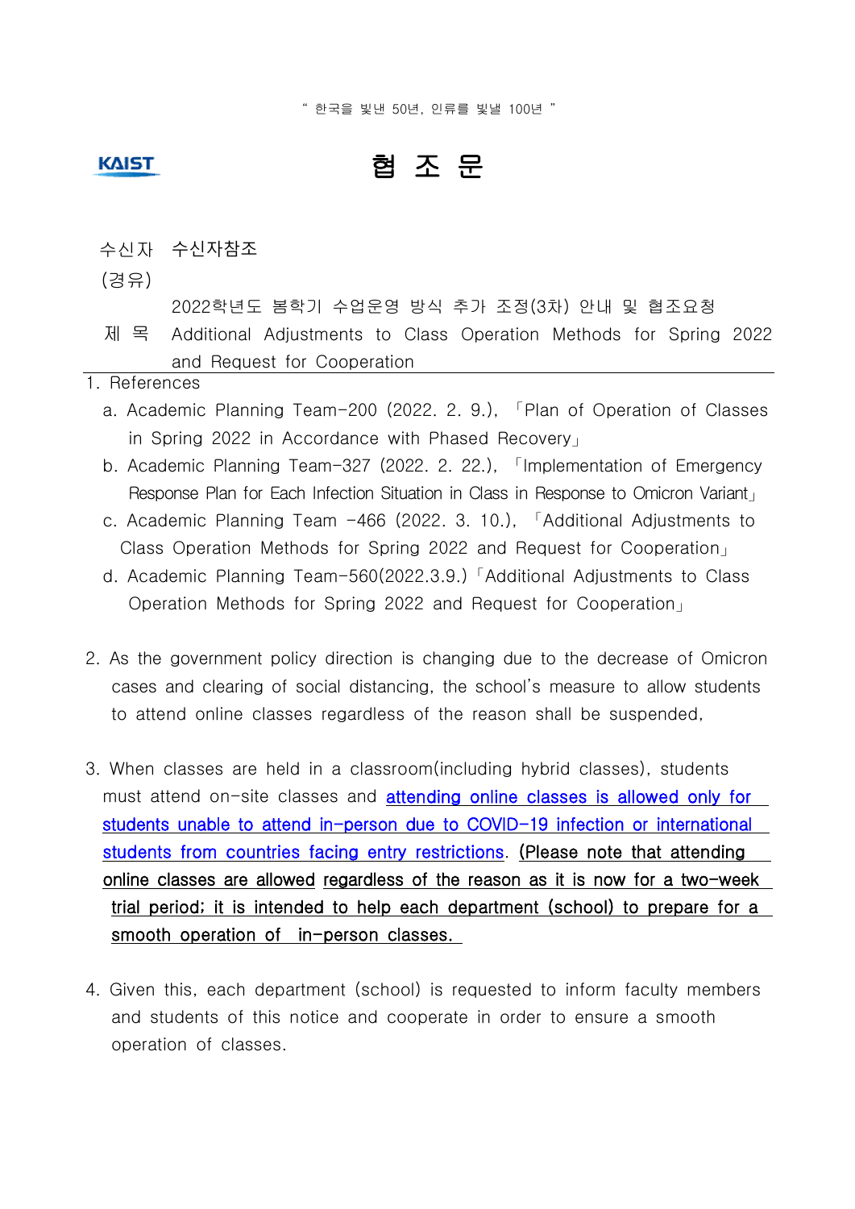" 한국을 빛낸 50년, 인류를 빛낼 100년 "

KAIST

# 협 조 문

수신자 수신자참조

(경유)

제 목 2022학년도 봄학기 수업운영 방식 추가 조정(3차) 안내 및 협조요청
Additional Adjustments to Class Operation Methods for Spring 2022 and Request for Cooperation

1. References
   a. Academic Planning Team-200 (2022. 2. 9.), 「Plan of Operation of Classes in Spring 2022 in Accordance with Phased Recovery」
   b. Academic Planning Team-327 (2022. 2. 22.), 「Implementation of Emergency Response Plan for Each Infection Situation in Class in Response to Omicron Variant」
   c. Academic Planning Team -466 (2022. 3. 10.), 「Additional Adjustments to Class Operation Methods for Spring 2022 and Request for Cooperation」
   d. Academic Planning Team-560(2022.3.9.) 「Additional Adjustments to Class Operation Methods for Spring 2022 and Request for Cooperation」

2. As the government policy direction is changing due to the decrease of Omicron cases and clearing of social distancing, the school's measure to allow students to attend online classes regardless of the reason shall be suspended,

3. When classes are held in a classroom(including hybrid classes), students must attend on-site classes and <u>attending online classes is allowed only for students unable to attend in-person due to COVID-19 infection or international students from countries facing entry restrictions</u>. <u>(Please note that attending online classes are allowed regardless of the reason as it is now for a two-week trial period; it is intended to help each department (school) to prepare for a smooth operation of in-person classes.</u>

4. Given this, each department (school) is requested to inform faculty members and students of this notice and cooperate in order to ensure a smooth operation of classes.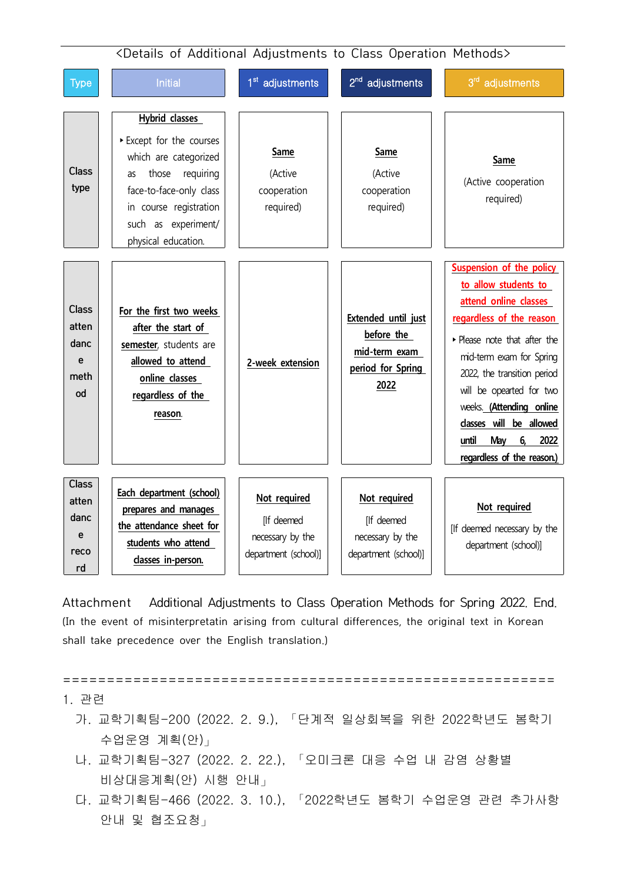<Details of Additional Adjustments to Class Operation Methods>

| Type | Initial | 1st adjustments | 2nd adjustments | 3rd adjustments |
|---|---|---|---|---|
| Class type | **Hybrid classes**<br>‣ Except for the courses which are categorized as those requiring face-to-face-only class in course registration such as experiment/ physical education. | **Same**<br>(Active cooperation required) | **Same**<br>(Active cooperation required) | **Same**<br>(Active cooperation required) |
| Class attendance method | **For the first two weeks after the start of semester**, students are **allowed to attend online classes regardless of the reason**. | **2-week extension** | **Extended until just before the mid-term exam period for Spring 2022** | **Suspension of the policy to allow students to attend online classes regardless of the reason**<br>‣ Please note that after the mid-term exam for Spring 2022, the transition period will be opearted for two weeks. **(Attending online classes will be allowed until May 6, 2022 regardless of the reason.)** |
| Class attendance record | **Each department (school) prepares and manages the attendance sheet for students who attend classes in-person.** | **Not required**<br>[If deemed necessary by the department (school)] | **Not required**<br>[If deemed necessary by the department (school)] | **Not required**<br>[If deemed necessary by the department (school)] |

Attachment  Additional Adjustments to Class Operation Methods for Spring 2022. End.

(In the event of misinterpretatin arising from cultural differences, the original text in Korean shall take precedence over the English translation.)

==========================================================

1. 관련

가. 교학기획팀-200 (2022. 2. 9.), 「단계적 일상회복을 위한 2022학년도 봄학기 수업운영 계획(안)」

나. 교학기획팀-327 (2022. 2. 22.), 「오미크론 대응 수업 내 감염 상황별 비상대응계획(안) 시행 안내」

다. 교학기획팀-466 (2022. 3. 10.), 「2022학년도 봄학기 수업운영 관련 추가사항 안내 및 협조요청」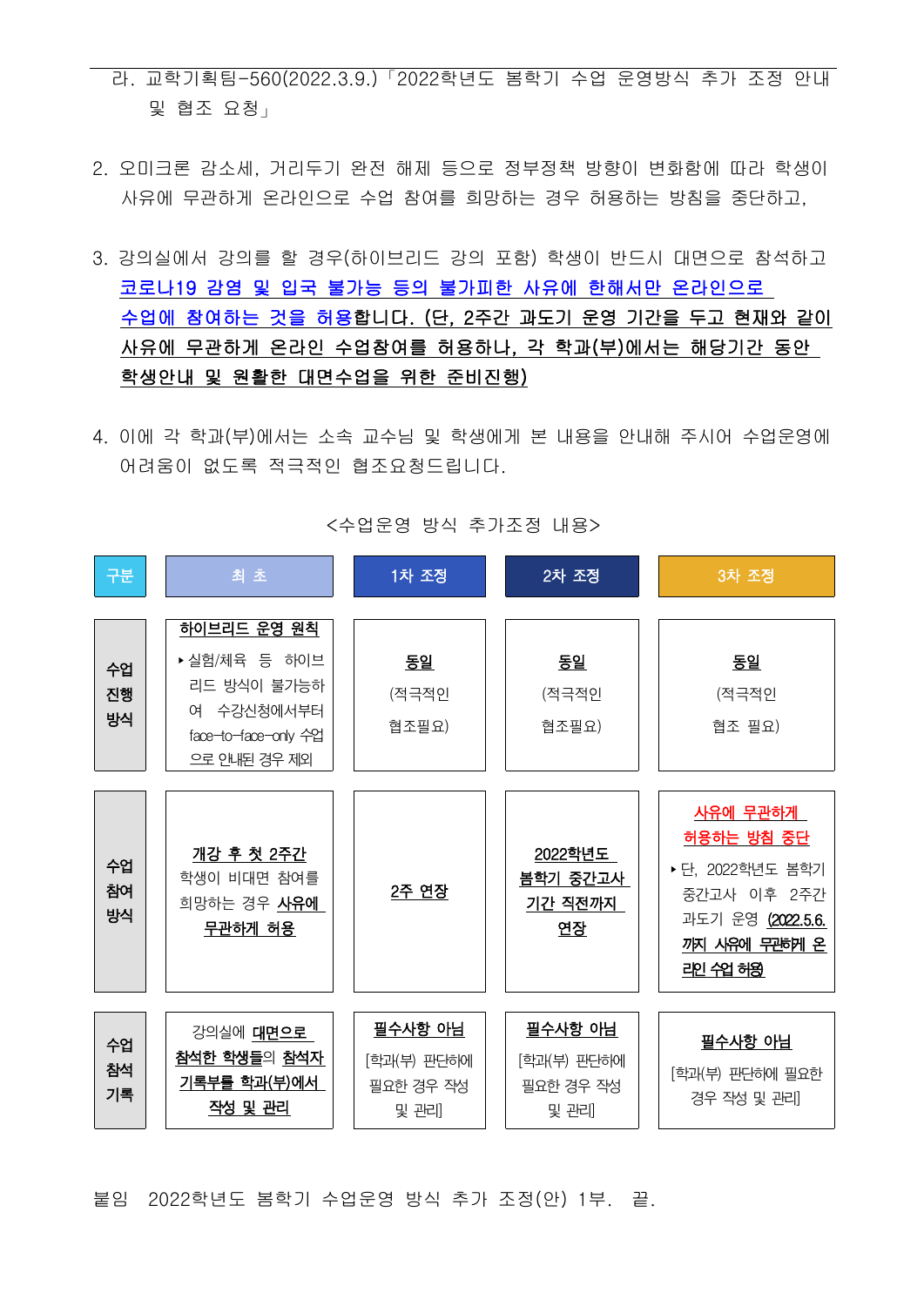라. 교학기획팀-560(2022.3.9.)「2022학년도 봄학기 수업 운영방식 추가 조정 안내 및 협조 요청」

2. 오미크론 감소세, 거리두기 완전 해제 등으로 정부정책 방향이 변화함에 따라 학생이 사유에 무관하게 온라인으로 수업 참여를 희망하는 경우 허용하는 방침을 중단하고,

3. 강의실에서 강의를 할 경우(하이브리드 강의 포함) 학생이 반드시 대면으로 참석하고 **코로나19 감염 및 입국 불가능 등의 불가피한 사유에 한해서만 온라인으로 수업에 참여하는 것을 허용**합니다. **(단, 2주간 과도기 운영 기간을 두고 현재와 같이 사유에 무관하게 온라인 수업참여를 허용하나, 각 학과(부)에서는 해당기간 동안 학생안내 및 원활한 대면수업을 위한 준비진행)**

4. 이에 각 학과(부)에서는 소속 교수님 및 학생에게 본 내용을 안내해 주시어 수업운영에 어려움이 없도록 적극적인 협조요청드립니다.

<수업운영 방식 추가조정 내용>

| 구분 | 최 초 | 1차 조정 | 2차 조정 | 3차 조정 |
|---|---|---|---|---|
| 수업 진행 방식 | **하이브리드 운영 원칙**<br>▸실험/체육 등 하이브리드 방식이 불가능하여 수강신청에서부터 face-to-face-only 수업으로 안내된 경우 제외 | **동일**<br>(적극적인 협조필요) | **동일**<br>(적극적인 협조필요) | **동일**<br>(적극적인 협조 필요) |
| 수업 참여 방식 | **개강 후 첫 2주간** 학생이 비대면 참여를 희망하는 경우 **사유에 무관하게 허용** | **2주 연장** | **2022학년도 봄학기 중간고사 기간 직전까지 연장** | **사유에 무관하게 허용하는 방침 중단**<br>▸단, 2022학년도 봄학기 중간고사 이후 2주간 과도기 운영 **(2022.5.6.까지 사유에 무관하게 온라인 수업 허용)** |
| 수업 참석 기록 | 강의실에 **대면으로 참석한 학생들**의 **참석자 기록부를 학과(부)에서 작성 및 관리** | **필수사항 아님**<br>[학과(부) 판단하에 필요한 경우 작성 및 관리] | **필수사항 아님**<br>[학과(부) 판단하에 필요한 경우 작성 및 관리] | **필수사항 아님**<br>[학과(부) 판단하에 필요한 경우 작성 및 관리] |

붙임 2022학년도 봄학기 수업운영 방식 추가 조정(안) 1부. 끝.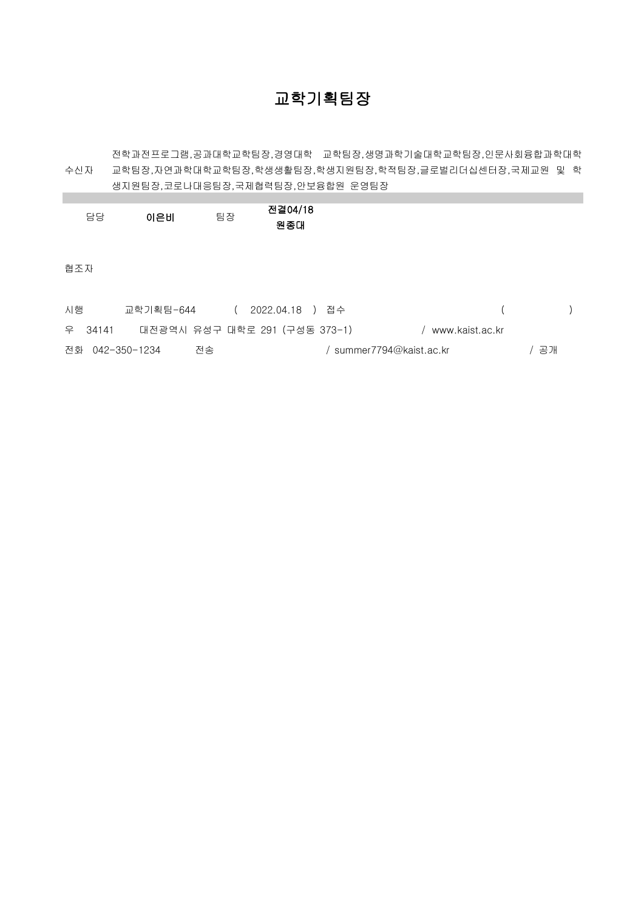# 교학기획팀장

수신자 전학과전프로그램,공과대학교학팀장,경영대학 교학팀장,생명과학기술대학교학팀장,인문사회융합과학대학교학팀장,자연과학대학교학팀장,학생생활팀장,학생지원팀장,학적팀장,글로벌리더십센터장,국제교원 및 학생지원팀장,코로나대응팀장,국제협력팀장,안보융합원 운영팀장

| | | | |
|---|---|---|---|
| 담당 | **이은비** | 팀장 | **전결04/18 원종대** |

협조자

시행 교학기획팀-644 ( 2022.04.18 ) 접수 ( )

우 34141 대전광역시 유성구 대학로 291 (구성동 373-1) / www.kaist.ac.kr

전화 042-350-1234 전송 / summer7794@kaist.ac.kr / 공개